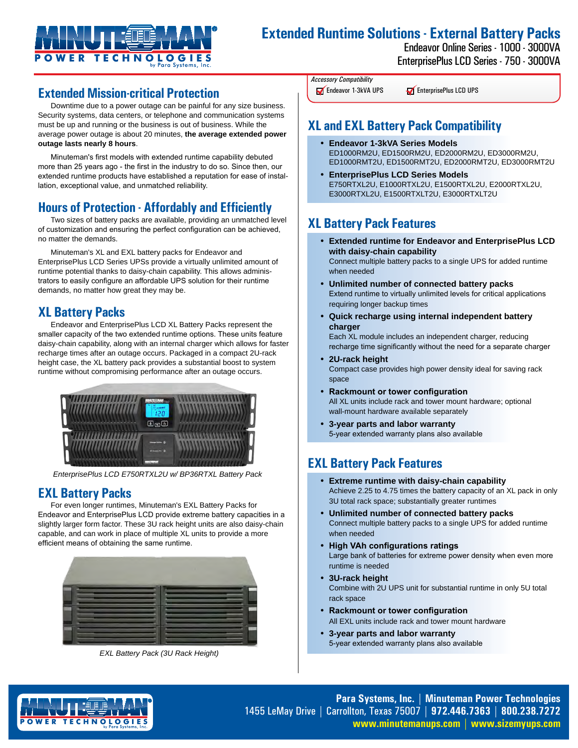# Extended Runtime Solutions - External Battery Packs

Endeavor Online Series - 1000 - 3000VA

EnterprisePlus LCD Series - 750 - 3000VA

*Accessory Compatibility*

☑ Endeavor 1-3kVA UPS ☑ EnterprisePlus LCD UPS

## Extended Mission-critical Protection

Downtime due to a power outage can be painful for any size business. Security systems, data centers, or telephone and communication systems must be up and running or the business is out of business. While the average power outage is about 20 minutes, **the average extended power outage lasts nearly 8 hours**.

Minuteman's first models with extended runtime capability debuted more than 25 years ago - the first in the industry to do so. Since then, our extended runtime products have established a reputation for ease of installation, exceptional value, and unmatched reliability.

## Hours of Protection - Affordably and Efficiently

Two sizes of battery packs are available, providing an unmatched level of customization and ensuring the perfect configuration can be achieved, no matter the demands.

Minuteman's XL and EXL battery packs for Endeavor and EnterprisePlus LCD Series UPSs provide a virtually unlimited amount of runtime potential thanks to daisy-chain capability. This allows administrators to easily configure an affordable UPS solution for their runtime demands, no matter how great they may be.

## XL Battery Packs

Endeavor and EnterprisePlus LCD XL Battery Packs represent the smaller capacity of the two extended runtime options. These units feature daisy-chain capability, along with an internal charger which allows for faster recharge times after an outage occurs. Packaged in a compact 2U-rack height case, the XL battery pack provides a substantial boost to system runtime without compromising performance after an outage occurs.

*EnterprisePlus LCD E750RTXL2U w/ BP36RTXL Battery Pack*

## EXL Battery Packs

For even longer runtimes, Minuteman's EXL Battery Packs for Endeavor and EnterprisePlus LCD provide extreme battery capacities in a slightly larger form factor. These 3U rack height units are also daisy-chain capable, and can work in place of multiple XL units to provide a more efficient means of obtaining the same runtime.

*EXL Battery Pack (3U Rack Height)*

## XL and EXL Battery Pack Compatibility

- **Endeavor 1-3kVA Series Models**
  ED1000RM2U, ED1500RM2U, ED2000RM2U, ED3000RM2U, ED1000RMT2U, ED1500RMT2U, ED2000RMT2U, ED3000RMT2U
- **EnterprisePlus LCD Series Models**
  E750RTXL2U, E1000RTXL2U, E1500RTXL2U, E2000RTXL2U, E3000RTXL2U, E1500RTXLT2U, E3000RTXLT2U

## XL Battery Pack Features

- **Extended runtime for Endeavor and EnterprisePlus LCD with daisy-chain capability**
  Connect multiple battery packs to a single UPS for added runtime when needed
- **Unlimited number of connected battery packs**
  Extend runtime to virtually unlimited levels for critical applications requiring longer backup times
- **Quick recharge using internal independent battery charger**
  Each XL module includes an independent charger, reducing recharge time significantly without the need for a separate charger
- **2U-rack height**
  Compact case provides high power density ideal for saving rack space
- **Rackmount or tower configuration**
  All XL units include rack and tower mount hardware; optional wall-mount hardware available separately
- **3-year parts and labor warranty**
  5-year extended warranty plans also available

## EXL Battery Pack Features

- **Extreme runtime with daisy-chain capability**
  Achieve 2.25 to 4.75 times the battery capacity of an XL pack in only 3U total rack space; substantially greater runtimes
- **Unlimited number of connected battery packs**
  Connect multiple battery packs to a single UPS for added runtime when needed
- **High VAh configurations ratings**
  Large bank of batteries for extreme power density when even more runtime is needed
- **3U-rack height**
  Combine with 2U UPS unit for substantial runtime in only 5U total rack space
- **Rackmount or tower configuration**
  All EXL units include rack and tower mount hardware
- **3-year parts and labor warranty**
  5-year extended warranty plans also available

**Para Systems, Inc.** | **Minuteman Power Technologies**
1455 LeMay Drive | Carrollton, Texas 75007 | **972.446.7363** | **800.238.7272**
**www.minutemanups.com** | **www.sizemyups.com**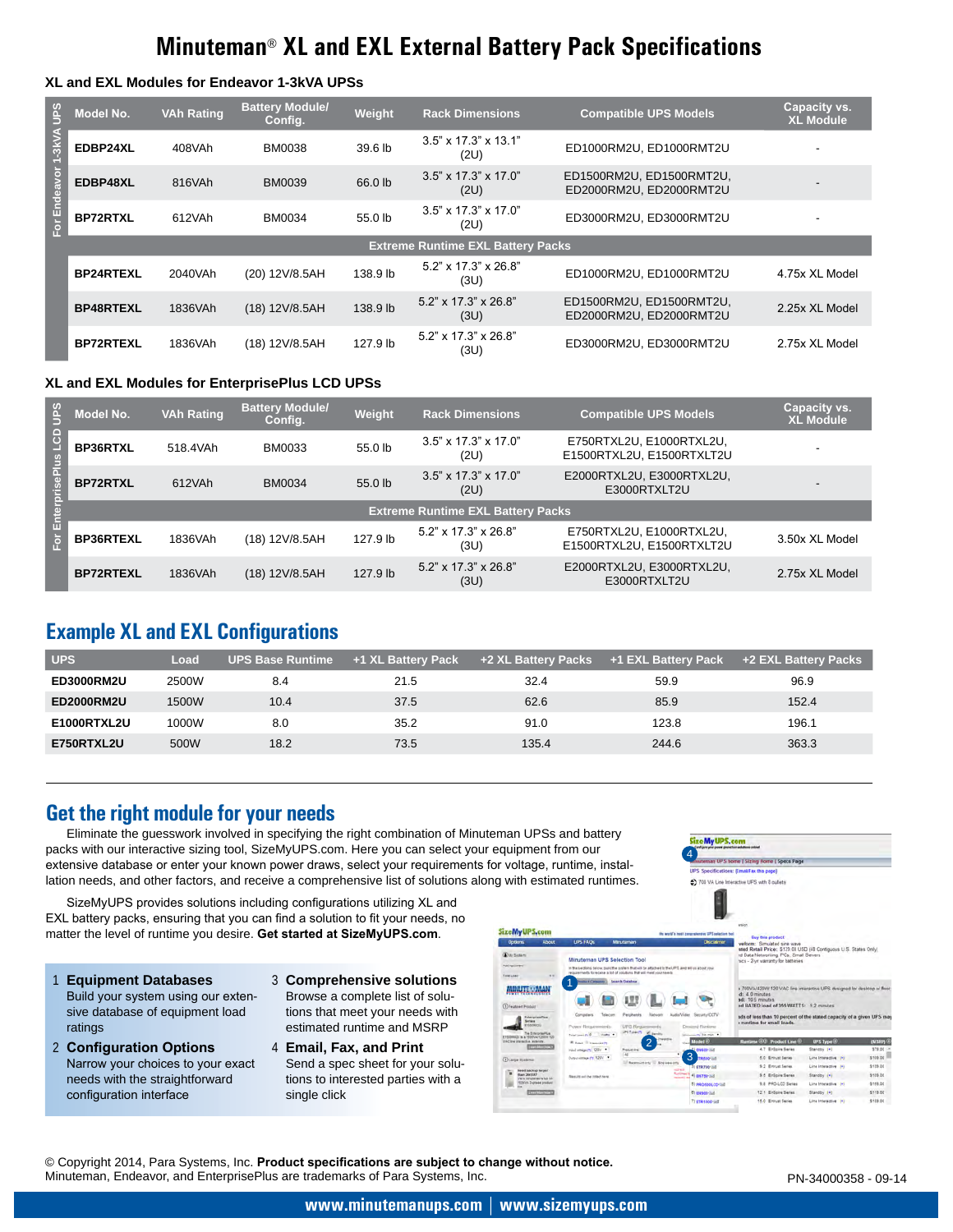# Minuteman® XL and EXL External Battery Pack Specifications

### XL and EXL Modules for Endeavor 1-3kVA UPSs

| For Endeavor 1-3kVA UPS | Model No. | VAh Rating | Battery Module/ Config. | Weight | Rack Dimensions | Compatible UPS Models | Capacity vs. XL Module |
|---|---|---|---|---|---|---|---|
| | **EDBP24XL** | 408VAh | BM0038 | 39.6 lb | 3.5" x 17.3" x 13.1" (2U) | ED1000RM2U, ED1000RMT2U | - |
| | **EDBP48XL** | 816VAh | BM0039 | 66.0 lb | 3.5" x 17.3" x 17.0" (2U) | ED1500RM2U, ED1500RMT2U, ED2000RM2U, ED2000RMT2U | - |
| | **BP72RTXL** | 612VAh | BM0034 | 55.0 lb | 3.5" x 17.3" x 17.0" (2U) | ED3000RM2U, ED3000RMT2U | - |
| | **Extreme Runtime EXL Battery Packs** | | | | | | |
| | **BP24RTEXL** | 2040VAh | (20) 12V/8.5AH | 138.9 lb | 5.2" x 17.3" x 26.8" (3U) | ED1000RM2U, ED1000RMT2U | 4.75x XL Model |
| | **BP48RTEXL** | 1836VAh | (18) 12V/8.5AH | 138.9 lb | 5.2" x 17.3" x 26.8" (3U) | ED1500RM2U, ED1500RMT2U, ED2000RM2U, ED2000RMT2U | 2.25x XL Model |
| | **BP72RTEXL** | 1836VAh | (18) 12V/8.5AH | 127.9 lb | 5.2" x 17.3" x 26.8" (3U) | ED3000RM2U, ED3000RMT2U | 2.75x XL Model |

### XL and EXL Modules for EnterprisePlus LCD UPSs

| For EnterprisePlus LCD UPS | Model No. | VAh Rating | Battery Module/ Config. | Weight | Rack Dimensions | Compatible UPS Models | Capacity vs. XL Module |
|---|---|---|---|---|---|---|---|
| | **BP36RTXL** | 518.4VAh | BM0033 | 55.0 lb | 3.5" x 17.3" x 17.0" (2U) | E750RTXL2U, E1000RTXL2U, E1500RTXL2U, E1500RTXLT2U | - |
| | **BP72RTXL** | 612VAh | BM0034 | 55.0 lb | 3.5" x 17.3" x 17.0" (2U) | E2000RTXL2U, E3000RTXL2U, E3000RTXLT2U | - |
| | **Extreme Runtime EXL Battery Packs** | | | | | | |
| | **BP36RTEXL** | 1836VAh | (18) 12V/8.5AH | 127.9 lb | 5.2" x 17.3" x 26.8" (3U) | E750RTXL2U, E1000RTXL2U, E1500RTXL2U, E1500RTXLT2U | 3.50x XL Model |
| | **BP72RTEXL** | 1836VAh | (18) 12V/8.5AH | 127.9 lb | 5.2" x 17.3" x 26.8" (3U) | E2000RTXL2U, E3000RTXL2U, E3000RTXLT2U | 2.75x XL Model |

## Example XL and EXL Configurations

| UPS | Load | UPS Base Runtime | +1 XL Battery Pack | +2 XL Battery Packs | +1 EXL Battery Pack | +2 EXL Battery Packs |
|---|---|---|---|---|---|---|
| **ED3000RM2U** | 2500W | 8.4 | 21.5 | 32.4 | 59.9 | 96.9 |
| **ED2000RM2U** | 1500W | 10.4 | 37.5 | 62.6 | 85.9 | 152.4 |
| **E1000RTXL2U** | 1000W | 8.0 | 35.2 | 91.0 | 123.8 | 196.1 |
| **E750RTXL2U** | 500W | 18.2 | 73.5 | 135.4 | 244.6 | 363.3 |

## Get the right module for your needs

Eliminate the guesswork involved in specifying the right combination of Minuteman UPSs and battery packs with our interactive sizing tool, SizeMyUPS.com. Here you can select your equipment from our extensive database or enter your known power draws, select your requirements for voltage, runtime, installation needs, and other factors, and receive a comprehensive list of solutions along with estimated runtimes.

SizeMyUPS provides solutions including configurations utilizing XL and EXL battery packs, ensuring that you can find a solution to fit your needs, no matter the level of runtime you desire. **Get started at SizeMyUPS.com**.

1. **Equipment Databases**
   Build your system using our extensive database of equipment load ratings
2. **Configuration Options**
   Narrow your choices to your exact needs with the straightforward configuration interface
3. **Comprehensive solutions**
   Browse a complete list of solutions that meet your needs with estimated runtime and MSRP
4. **Email, Fax, and Print**
   Send a spec sheet for your solutions to interested parties with a single click

© Copyright 2014, Para Systems, Inc. **Product specifications are subject to change without notice.**
Minuteman, Endeavor, and EnterprisePlus are trademarks of Para Systems, Inc.

PN-34000358 - 09-14

**www.minutemanups.com | www.sizemyups.com**